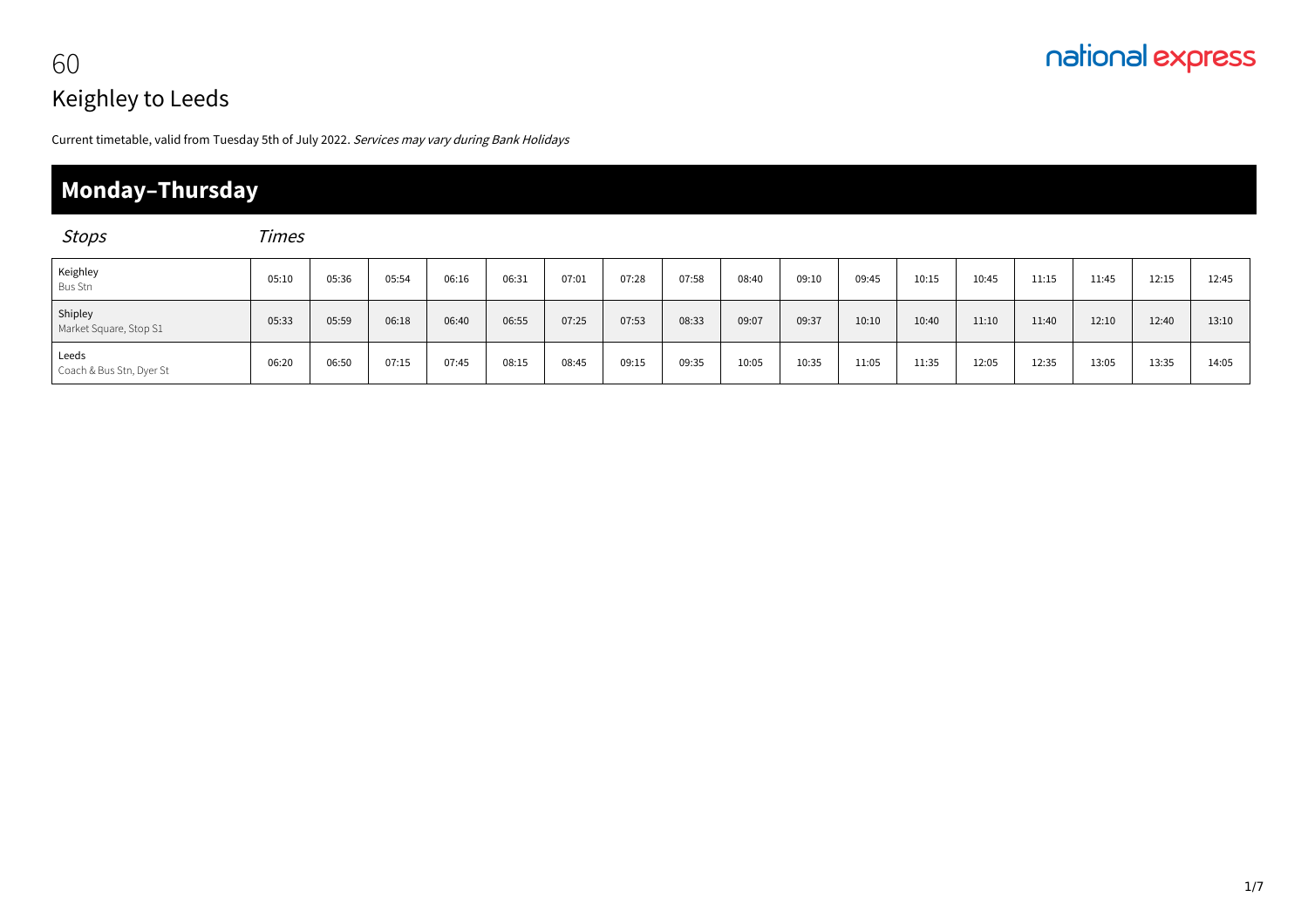# 60
# Keighley to Leeds

national express

Current timetable, valid from Tuesday 5th of July 2022. *Services may vary during Bank Holidays*

## Monday–Thursday

| *Stops* | *Times* | | | | | | | | | | | | | | | | |
|---|---|---|---|---|---|---|---|---|---|---|---|---|---|---|---|---|---|
| Keighley<br>Bus Stn | 05:10 | 05:36 | 05:54 | 06:16 | 06:31 | 07:01 | 07:28 | 07:58 | 08:40 | 09:10 | 09:45 | 10:15 | 10:45 | 11:15 | 11:45 | 12:15 | 12:45 |
| Shipley<br>Market Square, Stop S1 | 05:33 | 05:59 | 06:18 | 06:40 | 06:55 | 07:25 | 07:53 | 08:33 | 09:07 | 09:37 | 10:10 | 10:40 | 11:10 | 11:40 | 12:10 | 12:40 | 13:10 |
| Leeds<br>Coach & Bus Stn, Dyer St | 06:20 | 06:50 | 07:15 | 07:45 | 08:15 | 08:45 | 09:15 | 09:35 | 10:05 | 10:35 | 11:05 | 11:35 | 12:05 | 12:35 | 13:05 | 13:35 | 14:05 |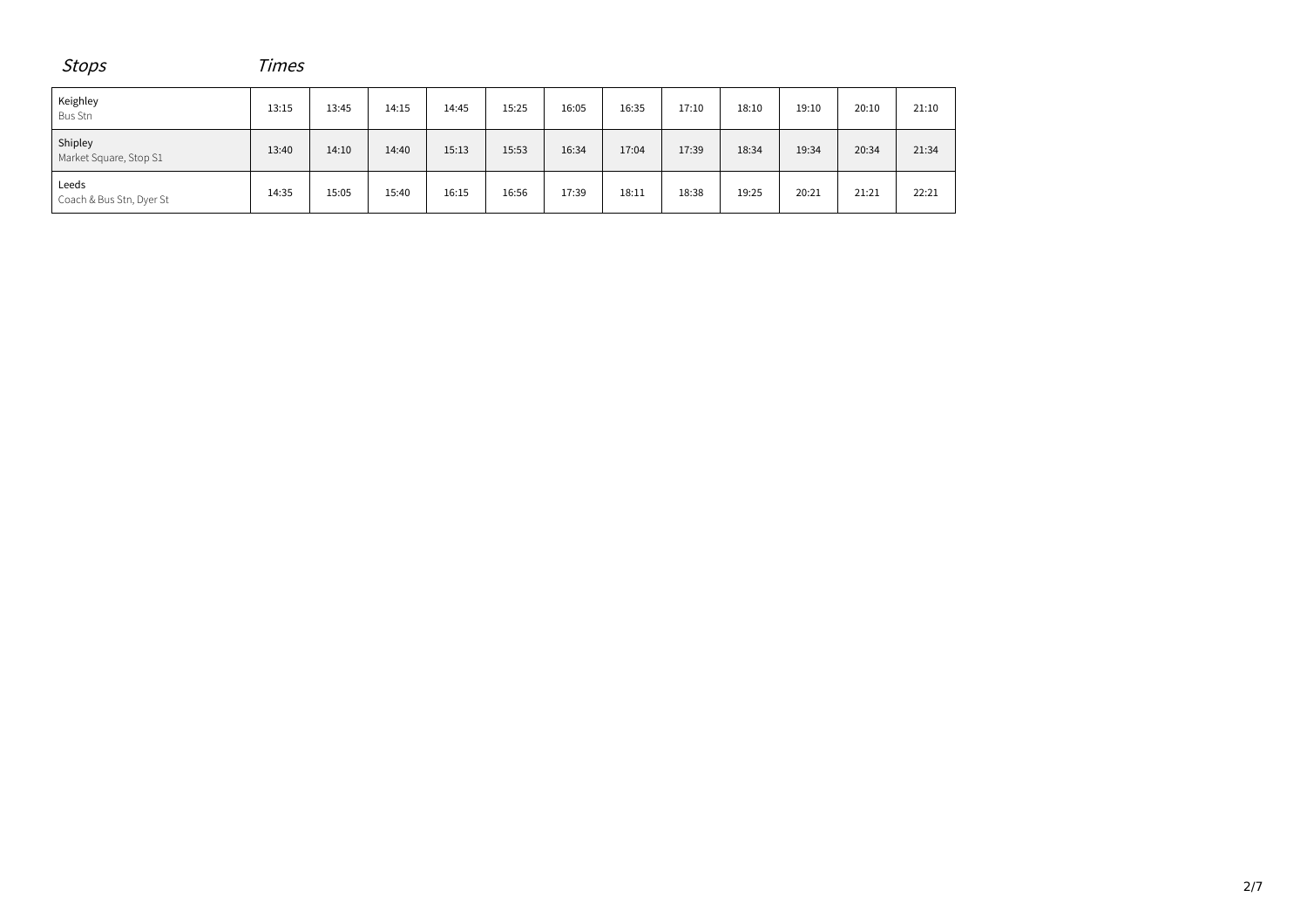| *Stops* | *Times* | | | | | | | | | | | |
|---|---|---|---|---|---|---|---|---|---|---|---|---|
| Keighley<br>Bus Stn | 13:15 | 13:45 | 14:15 | 14:45 | 15:25 | 16:05 | 16:35 | 17:10 | 18:10 | 19:10 | 20:10 | 21:10 |
| Shipley<br>Market Square, Stop S1 | 13:40 | 14:10 | 14:40 | 15:13 | 15:53 | 16:34 | 17:04 | 17:39 | 18:34 | 19:34 | 20:34 | 21:34 |
| Leeds<br>Coach & Bus Stn, Dyer St | 14:35 | 15:05 | 15:40 | 16:15 | 16:56 | 17:39 | 18:11 | 18:38 | 19:25 | 20:21 | 21:21 | 22:21 |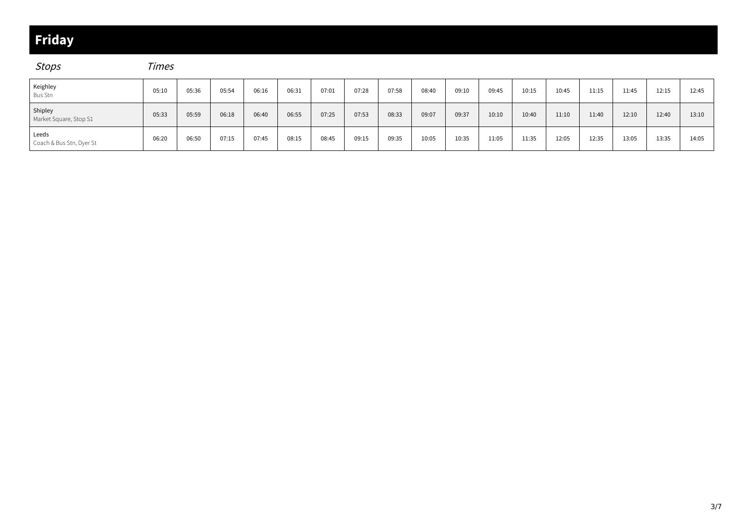# Friday

*Stops* *Times*

| Stops | | | | | | | | | | | | | | | | | |
|---|---|---|---|---|---|---|---|---|---|---|---|---|---|---|---|---|---|
| Keighley<br>Bus Stn | 05:10 | 05:36 | 05:54 | 06:16 | 06:31 | 07:01 | 07:28 | 07:58 | 08:40 | 09:10 | 09:45 | 10:15 | 10:45 | 11:15 | 11:45 | 12:15 | 12:45 |
| Shipley<br>Market Square, Stop S1 | 05:33 | 05:59 | 06:18 | 06:40 | 06:55 | 07:25 | 07:53 | 08:33 | 09:07 | 09:37 | 10:10 | 10:40 | 11:10 | 11:40 | 12:10 | 12:40 | 13:10 |
| Leeds<br>Coach & Bus Stn, Dyer St | 06:20 | 06:50 | 07:15 | 07:45 | 08:15 | 08:45 | 09:15 | 09:35 | 10:05 | 10:35 | 11:05 | 11:35 | 12:05 | 12:35 | 13:05 | 13:35 | 14:05 |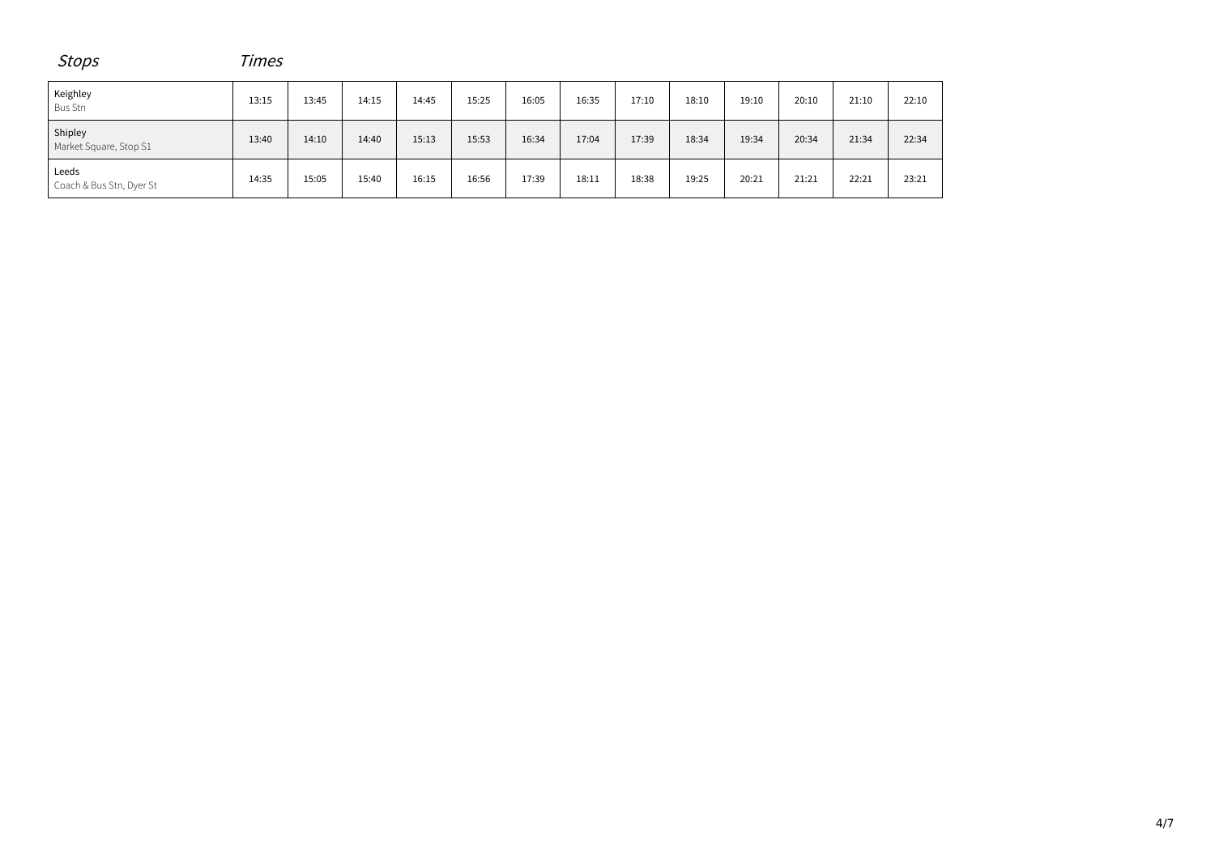| *Stops* | *Times* | | | | | | | | | | | | |
|---|---|---|---|---|---|---|---|---|---|---|---|---|---|
| Keighley<br>Bus Stn | 13:15 | 13:45 | 14:15 | 14:45 | 15:25 | 16:05 | 16:35 | 17:10 | 18:10 | 19:10 | 20:10 | 21:10 | 22:10 |
| Shipley<br>Market Square, Stop S1 | 13:40 | 14:10 | 14:40 | 15:13 | 15:53 | 16:34 | 17:04 | 17:39 | 18:34 | 19:34 | 20:34 | 21:34 | 22:34 |
| Leeds<br>Coach & Bus Stn, Dyer St | 14:35 | 15:05 | 15:40 | 16:15 | 16:56 | 17:39 | 18:11 | 18:38 | 19:25 | 20:21 | 21:21 | 22:21 | 23:21 |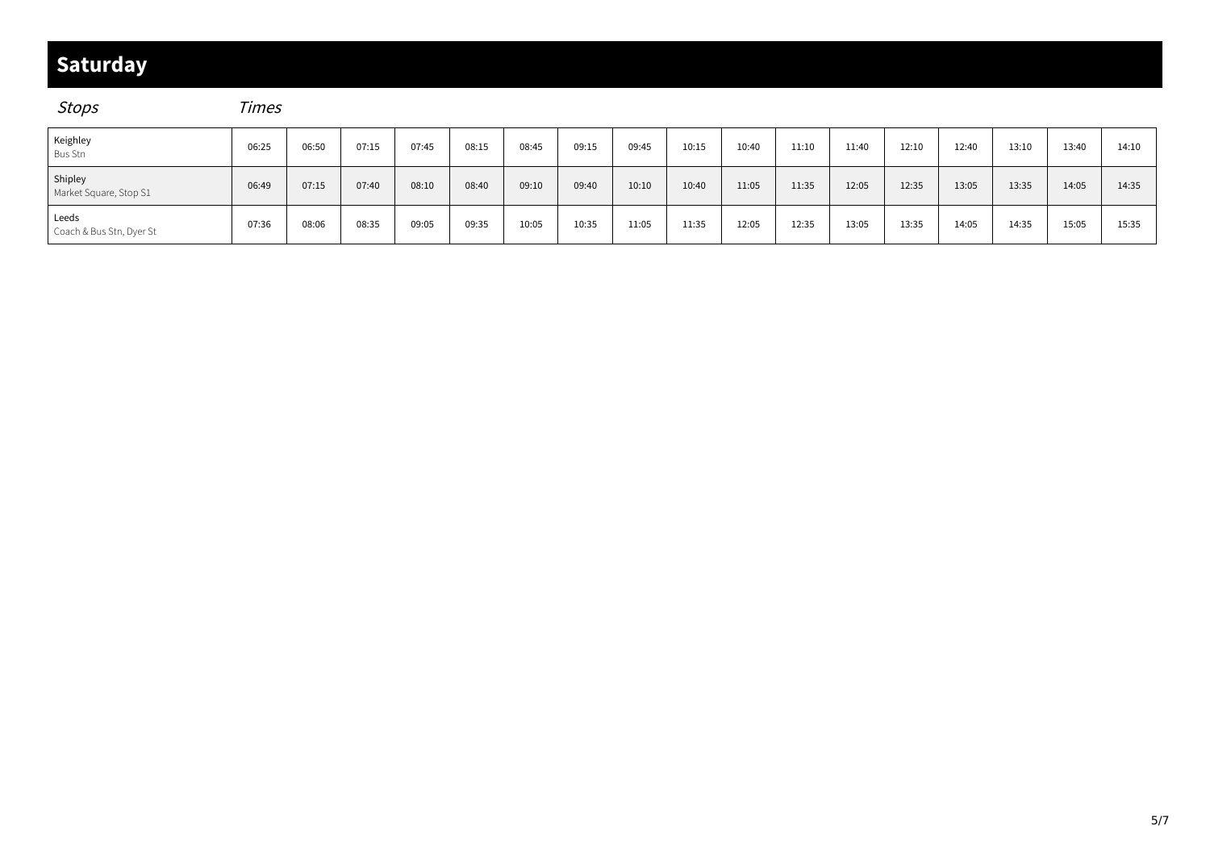# Saturday

*Stops* *Times*

| Stops | | | | | | | | | | | | | | | | | |
|---|---|---|---|---|---|---|---|---|---|---|---|---|---|---|---|---|---|
| Keighley Bus Stn | 06:25 | 06:50 | 07:15 | 07:45 | 08:15 | 08:45 | 09:15 | 09:45 | 10:15 | 10:40 | 11:10 | 11:40 | 12:10 | 12:40 | 13:10 | 13:40 | 14:10 |
| Shipley Market Square, Stop S1 | 06:49 | 07:15 | 07:40 | 08:10 | 08:40 | 09:10 | 09:40 | 10:10 | 10:40 | 11:05 | 11:35 | 12:05 | 12:35 | 13:05 | 13:35 | 14:05 | 14:35 |
| Leeds Coach & Bus Stn, Dyer St | 07:36 | 08:06 | 08:35 | 09:05 | 09:35 | 10:05 | 10:35 | 11:05 | 11:35 | 12:05 | 12:35 | 13:05 | 13:35 | 14:05 | 14:35 | 15:05 | 15:35 |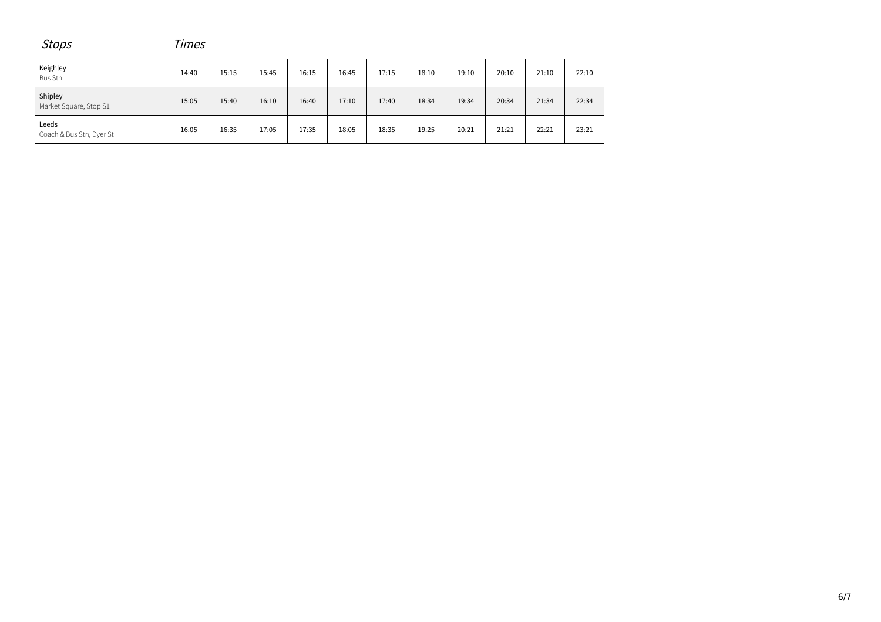| *Stops* | *Times* | | | | | | | | | | |
|---|---|---|---|---|---|---|---|---|---|---|---|
| Keighley<br>Bus Stn | 14:40 | 15:15 | 15:45 | 16:15 | 16:45 | 17:15 | 18:10 | 19:10 | 20:10 | 21:10 | 22:10 |
| Shipley<br>Market Square, Stop S1 | 15:05 | 15:40 | 16:10 | 16:40 | 17:10 | 17:40 | 18:34 | 19:34 | 20:34 | 21:34 | 22:34 |
| Leeds<br>Coach & Bus Stn, Dyer St | 16:05 | 16:35 | 17:05 | 17:35 | 18:05 | 18:35 | 19:25 | 20:21 | 21:21 | 22:21 | 23:21 |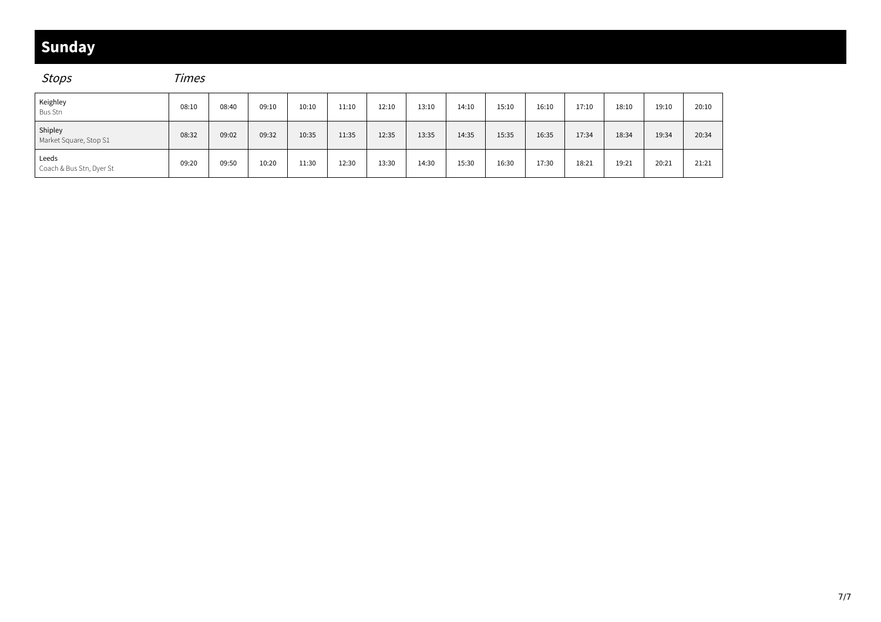# Sunday

*Stops* *Times*

| | | | | | | | | | | | | | | |
|---|---|---|---|---|---|---|---|---|---|---|---|---|---|---|
| Keighley<br>Bus Stn | 08:10 | 08:40 | 09:10 | 10:10 | 11:10 | 12:10 | 13:10 | 14:10 | 15:10 | 16:10 | 17:10 | 18:10 | 19:10 | 20:10 |
| Shipley<br>Market Square, Stop S1 | 08:32 | 09:02 | 09:32 | 10:35 | 11:35 | 12:35 | 13:35 | 14:35 | 15:35 | 16:35 | 17:34 | 18:34 | 19:34 | 20:34 |
| Leeds<br>Coach & Bus Stn, Dyer St | 09:20 | 09:50 | 10:20 | 11:30 | 12:30 | 13:30 | 14:30 | 15:30 | 16:30 | 17:30 | 18:21 | 19:21 | 20:21 | 21:21 |